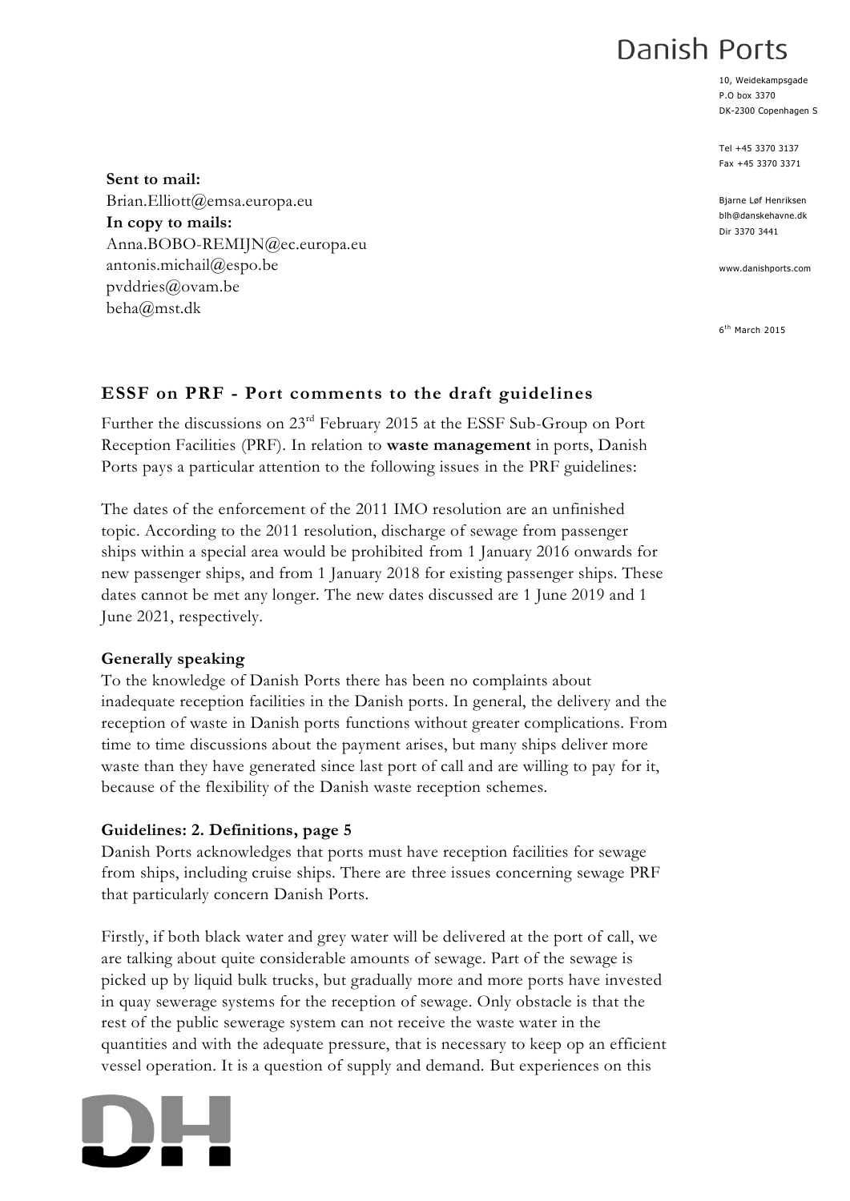# Danish Ports

10, Weidekampsgade
P.O box 3370
DK-2300 Copenhagen S

Tel +45 3370 3137
Fax +45 3370 3371

Bjarne Løf Henriksen
blh@danskehavne.dk
Dir 3370 3441

www.danishports.com

6th March 2015

**Sent to mail:**
Brian.Elliott@emsa.europa.eu
**In copy to mails:**
Anna.BOBO-REMIJN@ec.europa.eu
antonis.michail@espo.be
pvddries@ovam.be
beha@mst.dk

## ESSF on PRF - Port comments to the draft guidelines

Further the discussions on 23rd February 2015 at the ESSF Sub-Group on Port Reception Facilities (PRF). In relation to **waste management** in ports, Danish Ports pays a particular attention to the following issues in the PRF guidelines:

The dates of the enforcement of the 2011 IMO resolution are an unfinished topic. According to the 2011 resolution, discharge of sewage from passenger ships within a special area would be prohibited from 1 January 2016 onwards for new passenger ships, and from 1 January 2018 for existing passenger ships. These dates cannot be met any longer. The new dates discussed are 1 June 2019 and 1 June 2021, respectively.

### Generally speaking

To the knowledge of Danish Ports there has been no complaints about inadequate reception facilities in the Danish ports. In general, the delivery and the reception of waste in Danish ports functions without greater complications. From time to time discussions about the payment arises, but many ships deliver more waste than they have generated since last port of call and are willing to pay for it, because of the flexibility of the Danish waste reception schemes.

### Guidelines: 2. Definitions, page 5

Danish Ports acknowledges that ports must have reception facilities for sewage from ships, including cruise ships. There are three issues concerning sewage PRF that particularly concern Danish Ports.

Firstly, if both black water and grey water will be delivered at the port of call, we are talking about quite considerable amounts of sewage. Part of the sewage is picked up by liquid bulk trucks, but gradually more and more ports have invested in quay sewerage systems for the reception of sewage. Only obstacle is that the rest of the public sewerage system can not receive the waste water in the quantities and with the adequate pressure, that is necessary to keep op an efficient vessel operation. It is a question of supply and demand. But experiences on this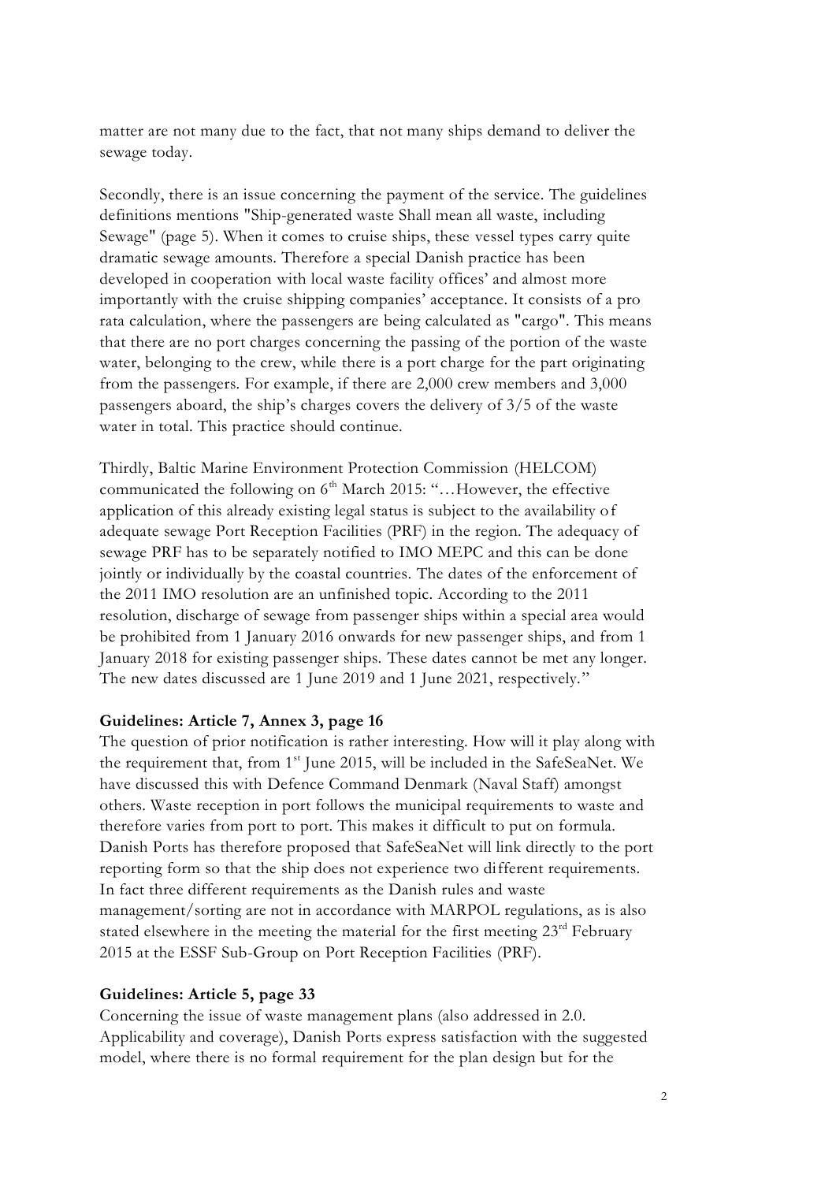matter are not many due to the fact, that not many ships demand to deliver the sewage today.

Secondly, there is an issue concerning the payment of the service. The guidelines definitions mentions "Ship-generated waste Shall mean all waste, including Sewage" (page 5). When it comes to cruise ships, these vessel types carry quite dramatic sewage amounts. Therefore a special Danish practice has been developed in cooperation with local waste facility offices' and almost more importantly with the cruise shipping companies' acceptance. It consists of a pro rata calculation, where the passengers are being calculated as "cargo". This means that there are no port charges concerning the passing of the portion of the waste water, belonging to the crew, while there is a port charge for the part originating from the passengers. For example, if there are 2,000 crew members and 3,000 passengers aboard, the ship's charges covers the delivery of 3/5 of the waste water in total. This practice should continue.

Thirdly, Baltic Marine Environment Protection Commission (HELCOM) communicated the following on 6th March 2015: "…However, the effective application of this already existing legal status is subject to the availability of adequate sewage Port Reception Facilities (PRF) in the region. The adequacy of sewage PRF has to be separately notified to IMO MEPC and this can be done jointly or individually by the coastal countries. The dates of the enforcement of the 2011 IMO resolution are an unfinished topic. According to the 2011 resolution, discharge of sewage from passenger ships within a special area would be prohibited from 1 January 2016 onwards for new passenger ships, and from 1 January 2018 for existing passenger ships. These dates cannot be met any longer. The new dates discussed are 1 June 2019 and 1 June 2021, respectively."

**Guidelines: Article 7, Annex 3, page 16**

The question of prior notification is rather interesting. How will it play along with the requirement that, from 1st June 2015, will be included in the SafeSeaNet. We have discussed this with Defence Command Denmark (Naval Staff) amongst others. Waste reception in port follows the municipal requirements to waste and therefore varies from port to port. This makes it difficult to put on formula. Danish Ports has therefore proposed that SafeSeaNet will link directly to the port reporting form so that the ship does not experience two different requirements. In fact three different requirements as the Danish rules and waste management/sorting are not in accordance with MARPOL regulations, as is also stated elsewhere in the meeting the material for the first meeting 23rd February 2015 at the ESSF Sub-Group on Port Reception Facilities (PRF).

**Guidelines: Article 5, page 33**

Concerning the issue of waste management plans (also addressed in 2.0. Applicability and coverage), Danish Ports express satisfaction with the suggested model, where there is no formal requirement for the plan design but for the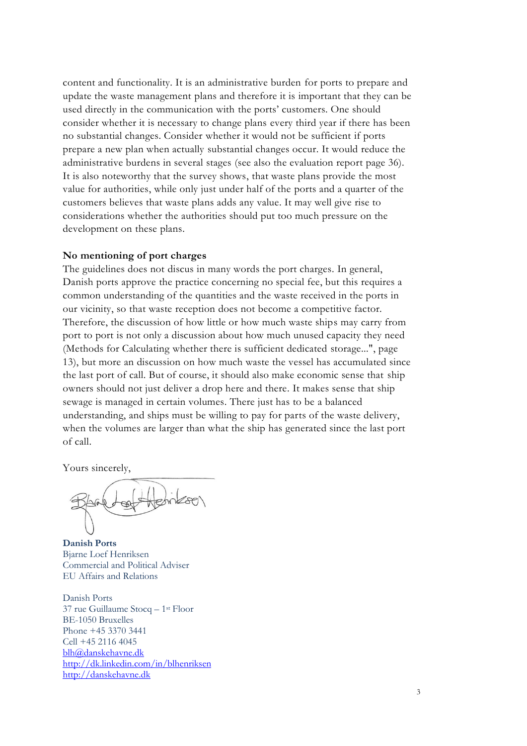content and functionality. It is an administrative burden for ports to prepare and update the waste management plans and therefore it is important that they can be used directly in the communication with the ports' customers. One should consider whether it is necessary to change plans every third year if there has been no substantial changes. Consider whether it would not be sufficient if ports prepare a new plan when actually substantial changes occur. It would reduce the administrative burdens in several stages (see also the evaluation report page 36). It is also noteworthy that the survey shows, that waste plans provide the most value for authorities, while only just under half of the ports and a quarter of the customers believes that waste plans adds any value. It may well give rise to considerations whether the authorities should put too much pressure on the development on these plans.

**No mentioning of port charges**

The guidelines does not discus in many words the port charges. In general, Danish ports approve the practice concerning no special fee, but this requires a common understanding of the quantities and the waste received in the ports in our vicinity, so that waste reception does not become a competitive factor. Therefore, the discussion of how little or how much waste ships may carry from port to port is not only a discussion about how much unused capacity they need (Methods for Calculating whether there is sufficient dedicated storage...", page 13), but more an discussion on how much waste the vessel has accumulated since the last port of call. But of course, it should also make economic sense that ship owners should not just deliver a drop here and there. It makes sense that ship sewage is managed in certain volumes. There just has to be a balanced understanding, and ships must be willing to pay for parts of the waste delivery, when the volumes are larger than what the ship has generated since the last port of call.

Yours sincerely,

**Danish Ports**
Bjarne Loef Henriksen
Commercial and Political Adviser
EU Affairs and Relations

Danish Ports
37 rue Guillaume Stocq – 1st Floor
BE-1050 Bruxelles
Phone +45 3370 3441
Cell +45 2116 4045
blh@danskehavne.dk
http://dk.linkedin.com/in/blhenriksen
http://danskehavne.dk